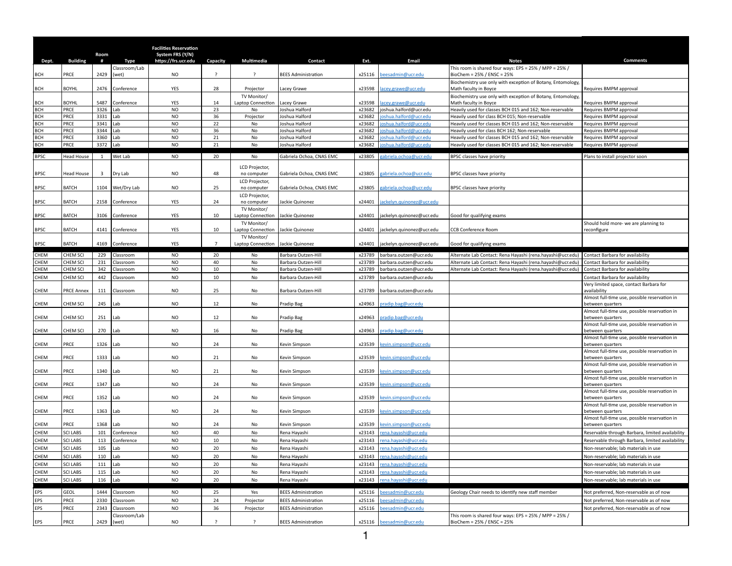| Dept. | Building | Room # | Type | Facilities Reservation System FRS (Y/N) https://frs.ucr.edu | Capacity | Multimedia | Contact | Ext. | Email | Notes | Comments |
|---|---|---|---|---|---|---|---|---|---|---|---|
| BCH | PRCE | 2429 | Classroom/Lab (wet) | NO | ? | ? | BEES Administration | x25116 | beesadmin@ucr.edu | This room is shared four ways: EPS = 25% / MPP = 25% / BioChem = 25% / ENSC = 25% | |
| BCH | BOYHL | 2476 | Conference | YES | 28 | Projector | Lacey Grawe | x23598 | lacey.grawe@ucr.edu | Biochemistry use only with exception of Botany, Entomology, Math faculty in Boyce | Requires BMPM approval |
| BCH | BOYHL | 5487 | Conference | YES | 14 | TV Monitor/ Laptop Connection | Lacey Grawe | x23598 | lacey.grawe@ucr.edu | Biochemistry use only with exception of Botany, Entomology, Math faculty in Boyce | Requires BMPM approval |
| BCH | PRCE | 3326 | Lab | NO | 23 | No | Joshua Halford | x23682 | joshua.halford@ucr.edu | Heavily used for classes BCH 015 and 162; Non-reservable | Requires BMPM approval |
| BCH | PRCE | 3331 | Lab | NO | 36 | Projector | Joshua Halford | x23682 | joshua.halford@ucr.edu | Heavily used for class BCH 015; Non-reservable | Requires BMPM approval |
| BCH | PRCE | 3341 | Lab | NO | 22 | No | Joshua Halford | x23682 | joshua.halford@ucr.edu | Heavily used for classes BCH 015 and 162; Non-reservable | Requires BMPM approval |
| BCH | PRCE | 3344 | Lab | NO | 36 | No | Joshua Halford | x23682 | joshua.halford@ucr.edu | Heavily used for class BCH 162; Non-reservable | Requires BMPM approval |
| BCH | PRCE | 3360 | Lab | NO | 21 | No | Joshua Halford | x23682 | joshua.halford@ucr.edu | Heavily used for classes BCH 015 and 162; Non-reservable | Requires BMPM approval |
| BCH | PRCE | 3372 | Lab | NO | 21 | No | Joshua Halford | x23682 | joshua.halford@ucr.edu | Heavily used for classes BCH 015 and 162; Non-reservable | Requires BMPM approval |
| BPSC | Head House | 1 | Wet Lab | NO | 20 | No | Gabriela Ochoa, CNAS EMC | x23805 | gabriela.ochoa@ucr.edu | BPSC classes have priority | Plans to install projector soon |
| BPSC | Head House | 3 | Dry Lab | NO | 48 | LCD Projector, no computer | Gabriela Ochoa, CNAS EMC | x23805 | gabriela.ochoa@ucr.edu | BPSC classes have priority | |
| BPSC | BATCH | 1104 | Wet/Dry Lab | NO | 25 | LCD Projector, no computer | Gabriela Ochoa, CNAS EMC | x23805 | gabriela.ochoa@ucr.edu | BPSC classes have priority | |
| BPSC | BATCH | 2158 | Conference | YES | 24 | LCD Projector, no computer | Jackie Quinonez | x24401 | jackelyn.quinonez@ucr.edu | | |
| BPSC | BATCH | 3106 | Conference | YES | 10 | TV Monitor/ Laptop Connection | Jackie Quinonez | x24401 | jackelyn.quinonez@ucr.edu | Good for qualifying exams | |
| BPSC | BATCH | 4141 | Conference | YES | 10 | TV Monitor/ Laptop Connection | Jackie Quinonez | x24401 | jackelyn.quinonez@ucr.edu | CCB Conference Room | Should hold more- we are planning to reconfigure |
| BPSC | BATCH | 4169 | Conference | YES | 7 | TV Monitor/ Laptop Connection | Jackie Quinonez | x24401 | jackelyn.quinonez@ucr.edu | Good for qualifying exams | |
| CHEM | CHEM SCI | 229 | Classroom | NO | 20 | No | Barbara Outzen-Hill | x23789 | barbara.outzen@ucr.edu | Alternate Lab Contact: Rena Hayashi (rena.hayashi@ucr.edu) | Contact Barbara for availability |
| CHEM | CHEM SCI | 231 | Classroom | NO | 40 | No | Barbara Outzen-Hill | x23789 | barbara.outzen@ucr.edu | Alternate Lab Contact: Rena Hayashi (rena.hayashi@ucr.edu) | Contact Barbara for availability |
| CHEM | CHEM SCI | 342 | Classroom | NO | 10 | No | Barbara Outzen-Hill | x23789 | barbara.outzen@ucr.edu | Alternate Lab Contact: Rena Hayashi (rena.hayashi@ucr.edu) | Contact Barbara for availability |
| CHEM | CHEM SCI | 442 | Classroom | NO | 10 | No | Barbara Outzen-Hill | x23789 | barbara.outzen@ucr.edu | | Contact Barbara for availability |
| CHEM | PRCE Annex | 111 | Classroom | NO | 25 | No | Barbara Outzen-Hill | x23789 | barbara.outzen@ucr.edu | | Very limited space, contact Barbara for availability |
| CHEM | CHEM SCI | 245 | Lab | NO | 12 | No | Pradip Bag | x24963 | pradip.bag@ucr.edu | | Almost full-time use, possible reservation in between quarters |
| CHEM | CHEM SCI | 251 | Lab | NO | 12 | No | Pradip Bag | x24963 | pradip.bag@ucr.edu | | Almost full-time use, possible reservation in between quarters |
| CHEM | CHEM SCI | 270 | Lab | NO | 16 | No | Pradip Bag | x24963 | pradip.bag@ucr.edu | | Almost full-time use, possible reservation in between quarters |
| CHEM | PRCE | 1326 | Lab | NO | 24 | No | Kevin Simpson | x23539 | kevin.simpson@ucr.edu | | Almost full-time use, possible reservation in between quarters |
| CHEM | PRCE | 1333 | Lab | NO | 21 | No | Kevin Simpson | x23539 | kevin.simpson@ucr.edu | | Almost full-time use, possible reservation in between quarters |
| CHEM | PRCE | 1340 | Lab | NO | 21 | No | Kevin Simpson | x23539 | kevin.simpson@ucr.edu | | Almost full-time use, possible reservation in between quarters |
| CHEM | PRCE | 1347 | Lab | NO | 24 | No | Kevin Simpson | x23539 | kevin.simpson@ucr.edu | | Almost full-time use, possible reservation in between quarters |
| CHEM | PRCE | 1352 | Lab | NO | 24 | No | Kevin Simpson | x23539 | kevin.simpson@ucr.edu | | Almost full-time use, possible reservation in between quarters |
| CHEM | PRCE | 1363 | Lab | NO | 24 | No | Kevin Simpson | x23539 | kevin.simpson@ucr.edu | | Almost full-time use, possible reservation in between quarters |
| CHEM | PRCE | 1368 | Lab | NO | 24 | No | Kevin Simpson | x23539 | kevin.simpson@ucr.edu | | Almost full-time use, possible reservation in between quarters |
| CHEM | SCI LABS | 101 | Conference | NO | 40 | No | Rena Hayashi | x23143 | rena.hayashi@ucr.edu | | Reservable through Barbara, limited availability |
| CHEM | SCI LABS | 113 | Conference | NO | 10 | No | Rena Hayashi | x23143 | rena.hayashi@ucr.edu | | Reservable through Barbara, limited availability |
| CHEM | SCI LABS | 105 | Lab | NO | 20 | No | Rena Hayashi | x23143 | rena.hayashi@ucr.edu | | Non-reservable; lab materials in use |
| CHEM | SCI LABS | 110 | Lab | NO | 20 | No | Rena Hayashi | x23143 | rena.hayashi@ucr.edu | | Non-reservable; lab materials in use |
| CHEM | SCI LABS | 111 | Lab | NO | 20 | No | Rena Hayashi | x23143 | rena.hayashi@ucr.edu | | Non-reservable; lab materials in use |
| CHEM | SCI LABS | 115 | Lab | NO | 20 | No | Rena Hayashi | x23143 | rena.hayashi@ucr.edu | | Non-reservable; lab materials in use |
| CHEM | SCI LABS | 116 | Lab | NO | 20 | No | Rena Hayashi | x23143 | rena.hayashi@ucr.edu | | Non-reservable; lab materials in use |
| EPS | GEOL | 1444 | Classroom | NO | 25 | Yes | BEES Administration | x25116 | beesadmin@ucr.edu | Geology Chair needs to identify new staff member | Not preferred, Non-reservable as of now |
| EPS | PRCE | 2330 | Classroom | NO | 24 | Projector | BEES Administration | x25116 | beesadmin@ucr.edu | | Not preferred, Non-reservable as of now |
| EPS | PRCE | 2343 | Classroom | NO | 36 | Projector | BEES Administration | x25116 | beesadmin@ucr.edu | | Not preferred, Non-reservable as of now |
| EPS | PRCE | 2429 | Classroom/Lab (wet) | NO | ? | ? | BEES Administration | x25116 | beesadmin@ucr.edu | This room is shared four ways: EPS = 25% / MPP = 25% / BioChem = 25% / ENSC = 25% | |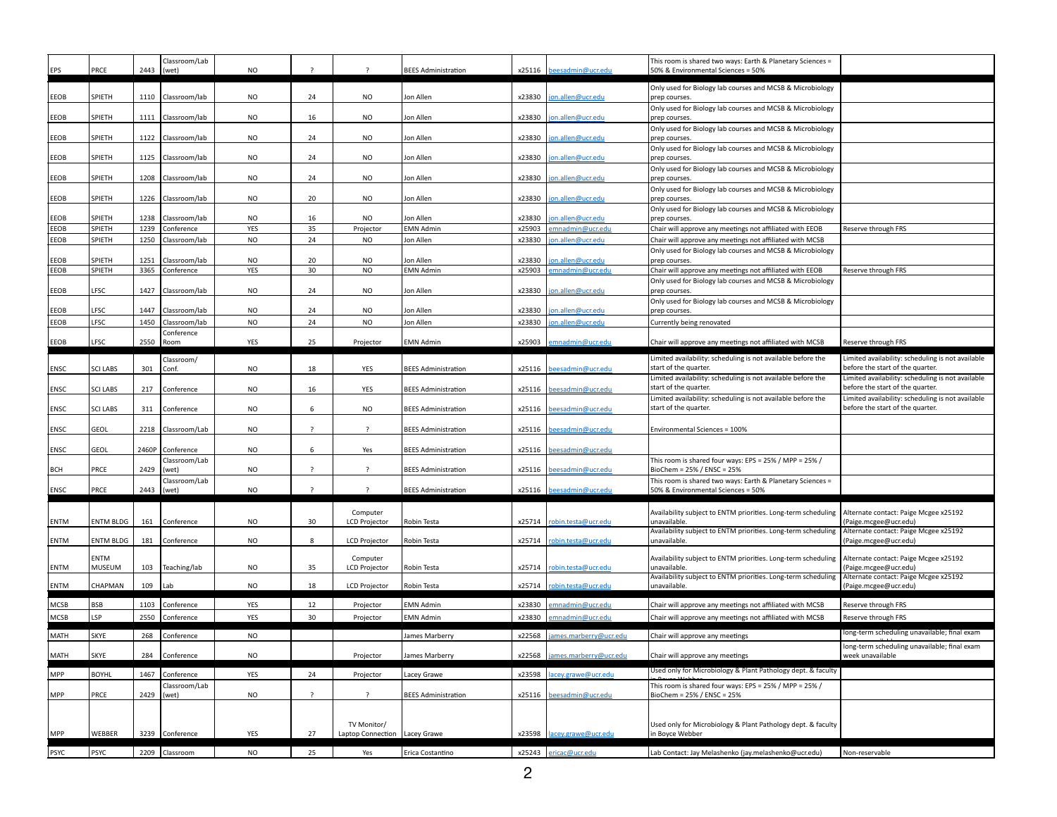| | | | | | | | | | | | |
|---|---|---|---|---|---|---|---|---|---|---|---|
| EPS | PRCE | 2443 | Classroom/Lab (wet) | NO | ? | ? | BEES Administration | x25116 | beesadmin@ucr.edu | This room is shared two ways: Earth & Planetary Sciences = 50% & Environmental Sciences = 50% | |
| EEOB | SPIETH | 1110 | Classroom/lab | NO | 24 | NO | Jon Allen | x23830 | jon.allen@ucr.edu | Only used for Biology lab courses and MCSB & Microbiology prep courses. | |
| EEOB | SPIETH | 1111 | Classroom/lab | NO | 16 | NO | Jon Allen | x23830 | jon.allen@ucr.edu | Only used for Biology lab courses and MCSB & Microbiology prep courses. | |
| EEOB | SPIETH | 1122 | Classroom/lab | NO | 24 | NO | Jon Allen | x23830 | jon.allen@ucr.edu | Only used for Biology lab courses and MCSB & Microbiology prep courses. | |
| EEOB | SPIETH | 1125 | Classroom/lab | NO | 24 | NO | Jon Allen | x23830 | jon.allen@ucr.edu | Only used for Biology lab courses and MCSB & Microbiology prep courses. | |
| EEOB | SPIETH | 1208 | Classroom/lab | NO | 24 | NO | Jon Allen | x23830 | jon.allen@ucr.edu | Only used for Biology lab courses and MCSB & Microbiology prep courses. | |
| EEOB | SPIETH | 1226 | Classroom/lab | NO | 20 | NO | Jon Allen | x23830 | jon.allen@ucr.edu | Only used for Biology lab courses and MCSB & Microbiology prep courses. | |
| EEOB | SPIETH | 1238 | Classroom/lab | NO | 16 | NO | Jon Allen | x23830 | jon.allen@ucr.edu | Only used for Biology lab courses and MCSB & Microbiology prep courses. | |
| EEOB | SPIETH | 1239 | Conference | YES | 35 | Projector | EMN Admin | x25903 | emnadmin@ucr.edu | Chair will approve any meetings not affiliated with EEOB | Reserve through FRS |
| EEOB | SPIETH | 1250 | Classroom/lab | NO | 24 | NO | Jon Allen | x23830 | jon.allen@ucr.edu | Chair will approve any meetings not affiliated with MCSB | |
| EEOB | SPIETH | 1251 | Classroom/lab | NO | 20 | NO | Jon Allen | x23830 | jon.allen@ucr.edu | Only used for Biology lab courses and MCSB & Microbiology prep courses. | |
| EEOB | SPIETH | 3365 | Conference | YES | 30 | NO | EMN Admin | x25903 | emnadmin@ucr.edu | Chair will approve any meetings not affiliated with EEOB | Reserve through FRS |
| EEOB | LFSC | 1427 | Classroom/lab | NO | 24 | NO | Jon Allen | x23830 | jon.allen@ucr.edu | Only used for Biology lab courses and MCSB & Microbiology prep courses. | |
| EEOB | LFSC | 1447 | Classroom/lab | NO | 24 | NO | Jon Allen | x23830 | jon.allen@ucr.edu | Only used for Biology lab courses and MCSB & Microbiology prep courses. | |
| EEOB | LFSC | 1450 | Classroom/lab | NO | 24 | NO | Jon Allen | x23830 | jon.allen@ucr.edu | Currently being renovated | |
| EEOB | LFSC | 2550 | Conference Room | YES | 25 | Projector | EMN Admin | x25903 | emnadmin@ucr.edu | Chair will approve any meetings not affiliated with MCSB | Reserve through FRS |
| ENSC | SCI LABS | 301 | Classroom/ Conf. | NO | 18 | YES | BEES Administration | x25116 | beesadmin@ucr.edu | Limited availability: scheduling is not available before the start of the quarter. | Limited availability: scheduling is not available before the start of the quarter. |
| ENSC | SCI LABS | 217 | Conference | NO | 16 | YES | BEES Administration | x25116 | beesadmin@ucr.edu | Limited availability: scheduling is not available before the start of the quarter. | Limited availability: scheduling is not available before the start of the quarter. |
| ENSC | SCI LABS | 311 | Conference | NO | 6 | NO | BEES Administration | x25116 | beesadmin@ucr.edu | Limited availability: scheduling is not available before the start of the quarter. | Limited availability: scheduling is not available before the start of the quarter. |
| ENSC | GEOL | 2218 | Classroom/Lab | NO | ? | ? | BEES Administration | x25116 | beesadmin@ucr.edu | Environmental Sciences = 100% | |
| ENSC | GEOL | 2460P | Conference | NO | 6 | Yes | BEES Administration | x25116 | beesadmin@ucr.edu | | |
| BCH | PRCE | 2429 | Classroom/Lab (wet) | NO | ? | ? | BEES Administration | x25116 | beesadmin@ucr.edu | This room is shared four ways: EPS = 25% / MPP = 25% / BioChem = 25% / ENSC = 25% | |
| ENSC | PRCE | 2443 | Classroom/Lab (wet) | NO | ? | ? | BEES Administration | x25116 | beesadmin@ucr.edu | This room is shared two ways: Earth & Planetary Sciences = 50% & Environmental Sciences = 50% | |
| ENTM | ENTM BLDG | 161 | Conference | NO | 30 | Computer LCD Projector | Robin Testa | x25714 | robin.testa@ucr.edu | Availability subject to ENTM priorities. Long-term scheduling unavailable. | Alternate contact: Paige Mcgee x25192 (Paige.mcgee@ucr.edu) |
| ENTM | ENTM BLDG | 181 | Conference | NO | 8 | LCD Projector | Robin Testa | x25714 | robin.testa@ucr.edu | Availability subject to ENTM priorities. Long-term scheduling unavailable. | Alternate contact: Paige Mcgee x25192 (Paige.mcgee@ucr.edu) |
| ENTM | ENTM MUSEUM | 103 | Teaching/lab | NO | 35 | Computer LCD Projector | Robin Testa | x25714 | robin.testa@ucr.edu | Availability subject to ENTM priorities. Long-term scheduling unavailable. | Alternate contact: Paige Mcgee x25192 (Paige.mcgee@ucr.edu) |
| ENTM | CHAPMAN | 109 | Lab | NO | 18 | LCD Projector | Robin Testa | x25714 | robin.testa@ucr.edu | Availability subject to ENTM priorities. Long-term scheduling unavailable. | Alternate contact: Paige Mcgee x25192 (Paige.mcgee@ucr.edu) |
| MCSB | BSB | 1103 | Conference | YES | 12 | Projector | EMN Admin | x23830 | emnadmin@ucr.edu | Chair will approve any meetings not affiliated with MCSB | Reserve through FRS |
| MCSB | LSP | 2550 | Conference | YES | 30 | Projector | EMN Admin | x23830 | emnadmin@ucr.edu | Chair will approve any meetings not affiliated with MCSB | Reserve through FRS |
| MATH | SKYE | 268 | Conference | NO | | | James Marberry | x22568 | james.marberry@ucr.edu | Chair will approve any meetings | long-term scheduling unavailable; final exam week unavailable |
| MATH | SKYE | 284 | Conference | NO | | Projector | James Marberry | x22568 | james.marberry@ucr.edu | Chair will approve any meetings | long-term scheduling unavailable; final exam week unavailable |
| MPP | BOYHL | 1467 | Conference | YES | 24 | Projector | Lacey Grawe | x23598 | lacey.grawe@ucr.edu | Used only for Microbiology & Plant Pathology dept. & faculty in Boyce Webber | |
| MPP | PRCE | 2429 | Classroom/Lab (wet) | NO | ? | ? | BEES Administration | x25116 | beesadmin@ucr.edu | This room is shared four ways: EPS = 25% / MPP = 25% / BioChem = 25% / ENSC = 25% | |
| MPP | WEBBER | 3239 | Conference | YES | 27 | TV Monitor/ Laptop Connection | Lacey Grawe | x23598 | lacey.grawe@ucr.edu | Used only for Microbiology & Plant Pathology dept. & faculty in Boyce Webber | |
| PSYC | PSYC | 2209 | Classroom | NO | 25 | Yes | Erica Costantino | x25243 | ericac@ucr.edu | Lab Contact: Jay Melashenko (jay.melashenko@ucr.edu) | Non-reservable |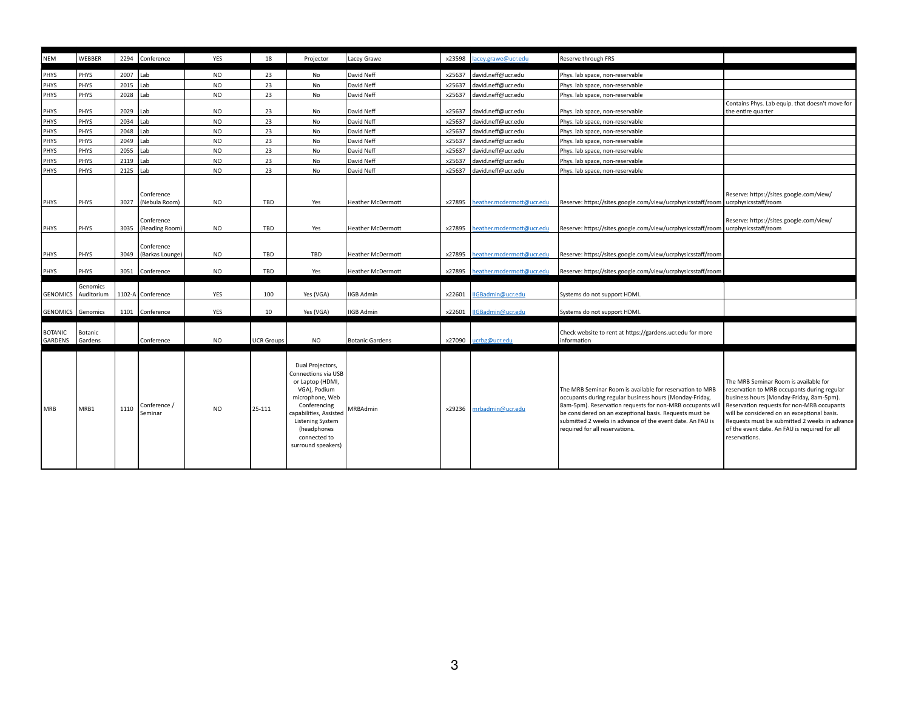| | | | | | | | | | | | |
|---|---|---|---|---|---|---|---|---|---|---|---|
| NEM | WEBBER | 2294 | Conference | YES | 18 | Projector | Lacey Grawe | x23598 | lacey.grawe@ucr.edu | Reserve through FRS | |
| PHYS | PHYS | 2007 | Lab | NO | 23 | No | David Neff | x25637 | david.neff@ucr.edu | Phys. lab space, non-reservable | |
| PHYS | PHYS | 2015 | Lab | NO | 23 | No | David Neff | x25637 | david.neff@ucr.edu | Phys. lab space, non-reservable | |
| PHYS | PHYS | 2028 | Lab | NO | 23 | No | David Neff | x25637 | david.neff@ucr.edu | Phys. lab space, non-reservable | |
| PHYS | PHYS | 2029 | Lab | NO | 23 | No | David Neff | x25637 | david.neff@ucr.edu | Phys. lab space, non-reservable | Contains Phys. Lab equip. that doesn't move for the entire quarter |
| PHYS | PHYS | 2034 | Lab | NO | 23 | No | David Neff | x25637 | david.neff@ucr.edu | Phys. lab space, non-reservable | |
| PHYS | PHYS | 2048 | Lab | NO | 23 | No | David Neff | x25637 | david.neff@ucr.edu | Phys. lab space, non-reservable | |
| PHYS | PHYS | 2049 | Lab | NO | 23 | No | David Neff | x25637 | david.neff@ucr.edu | Phys. lab space, non-reservable | |
| PHYS | PHYS | 2055 | Lab | NO | 23 | No | David Neff | x25637 | david.neff@ucr.edu | Phys. lab space, non-reservable | |
| PHYS | PHYS | 2119 | Lab | NO | 23 | No | David Neff | x25637 | david.neff@ucr.edu | Phys. lab space, non-reservable | |
| PHYS | PHYS | 2125 | Lab | NO | 23 | No | David Neff | x25637 | david.neff@ucr.edu | Phys. lab space, non-reservable | |
| PHYS | PHYS | 3027 | Conference (Nebula Room) | NO | TBD | Yes | Heather McDermott | x27895 | heather.mcdermott@ucr.edu | Reserve: https://sites.google.com/view/ucrphysicsstaff/room | Reserve: https://sites.google.com/view/ucrphysicsstaff/room |
| PHYS | PHYS | 3035 | Conference (Reading Room) | NO | TBD | Yes | Heather McDermott | x27895 | heather.mcdermott@ucr.edu | Reserve: https://sites.google.com/view/ucrphysicsstaff/room | Reserve: https://sites.google.com/view/ucrphysicsstaff/room |
| PHYS | PHYS | 3049 | Conference (Barkas Lounge) | NO | TBD | TBD | Heather McDermott | x27895 | heather.mcdermott@ucr.edu | Reserve: https://sites.google.com/view/ucrphysicsstaff/room | |
| PHYS | PHYS | 3051 | Conference | NO | TBD | Yes | Heather McDermott | x27895 | heather.mcdermott@ucr.edu | Reserve: https://sites.google.com/view/ucrphysicsstaff/room | |
| GENOMICS | Genomics Auditorium | 1102-A | Conference | YES | 100 | Yes (VGA) | IIGB Admin | x22601 | IIGBadmin@ucr.edu | Systems do not support HDMI. | |
| GENOMICS | Genomics | 1101 | Conference | YES | 10 | Yes (VGA) | IIGB Admin | x22601 | IIGBadmin@ucr.edu | Systems do not support HDMI. | |
| BOTANIC GARDENS | Botanic Gardens | | Conference | NO | UCR Groups | NO | Botanic Gardens | x27090 | ucrbg@ucr.edu | Check website to rent at https://gardens.ucr.edu for more information | |
| MRB | MRB1 | 1110 | Conference / Seminar | NO | 25-111 | Dual Projectors, Connections via USB or Laptop (HDMI, VGA), Podium microphone, Web Conferencing capabilities, Assisted Listening System (headphones connected to surround speakers) | MRBAdmin | x29236 | mrbadmin@ucr.edu | The MRB Seminar Room is available for reservation to MRB occupants during regular business hours (Monday-Friday, 8am-5pm). Reservation requests for non-MRB occupants will be considered on an exceptional basis. Requests must be submitted 2 weeks in advance of the event date. An FAU is required for all reservations. | The MRB Seminar Room is available for reservation to MRB occupants during regular business hours (Monday-Friday, 8am-5pm). Reservation requests for non-MRB occupants will be considered on an exceptional basis. Requests must be submitted 2 weeks in advance of the event date. An FAU is required for all reservations. |